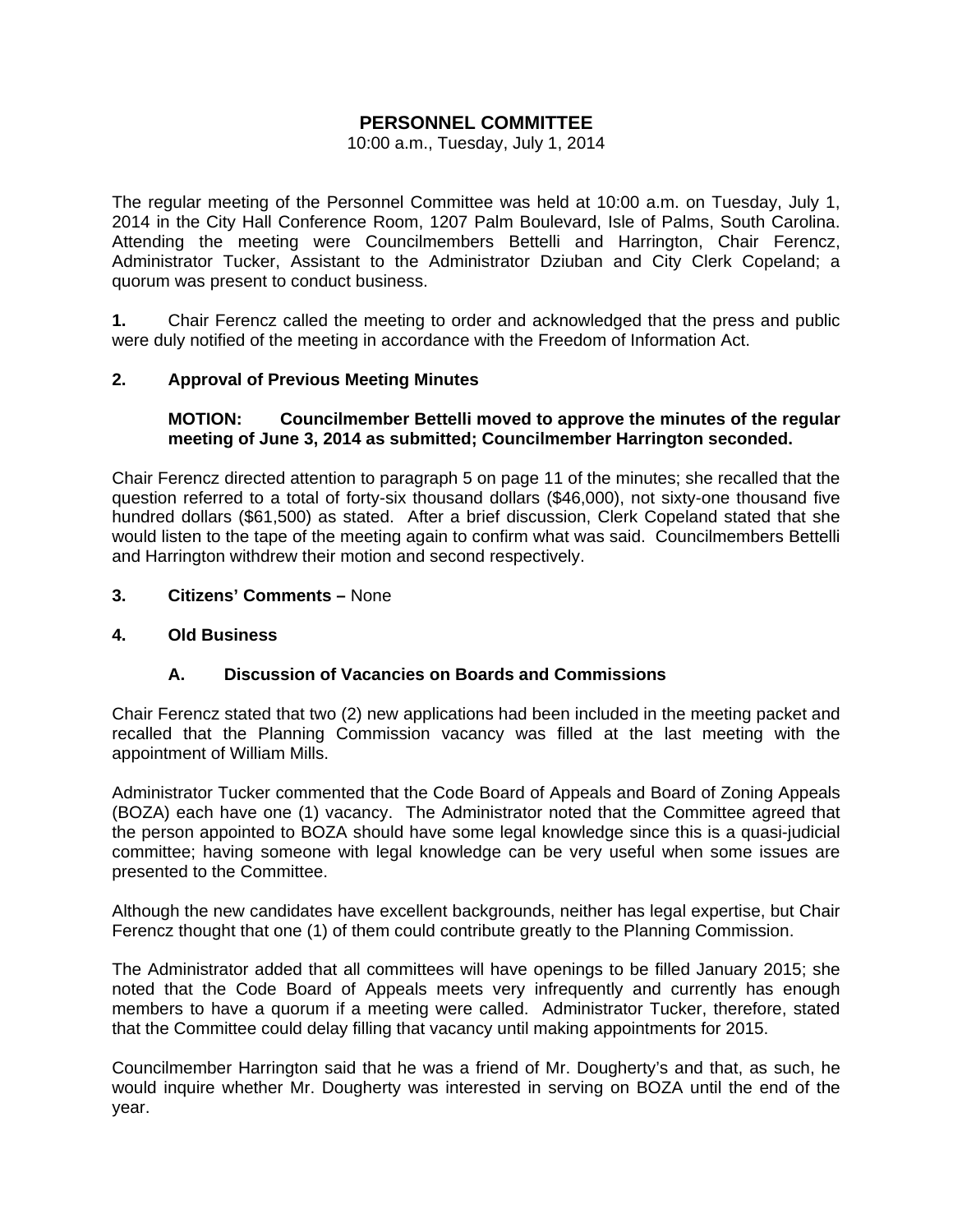# PERSONNEL COMMITTEE

10:00 a.m., Tuesday, July 1, 2014

The regular meeting of the Personnel Committee was held at 10:00 a.m. on Tuesday, July 1, 2014 in the City Hall Conference Room, 1207 Palm Boulevard, Isle of Palms, South Carolina. Attending the meeting were Councilmembers Bettelli and Harrington, Chair Ferencz, Administrator Tucker, Assistant to the Administrator Dziuban and City Clerk Copeland; a quorum was present to conduct business.

**1.** Chair Ferencz called the meeting to order and acknowledged that the press and public were duly notified of the meeting in accordance with the Freedom of Information Act.

**2. Approval of Previous Meeting Minutes**

**MOTION: Councilmember Bettelli moved to approve the minutes of the regular meeting of June 3, 2014 as submitted; Councilmember Harrington seconded.**

Chair Ferencz directed attention to paragraph 5 on page 11 of the minutes; she recalled that the question referred to a total of forty-six thousand dollars ($46,000), not sixty-one thousand five hundred dollars ($61,500) as stated. After a brief discussion, Clerk Copeland stated that she would listen to the tape of the meeting again to confirm what was said. Councilmembers Bettelli and Harrington withdrew their motion and second respectively.

**3. Citizens' Comments –** None

**4. Old Business**

**A. Discussion of Vacancies on Boards and Commissions**

Chair Ferencz stated that two (2) new applications had been included in the meeting packet and recalled that the Planning Commission vacancy was filled at the last meeting with the appointment of William Mills.

Administrator Tucker commented that the Code Board of Appeals and Board of Zoning Appeals (BOZA) each have one (1) vacancy. The Administrator noted that the Committee agreed that the person appointed to BOZA should have some legal knowledge since this is a quasi-judicial committee; having someone with legal knowledge can be very useful when some issues are presented to the Committee.

Although the new candidates have excellent backgrounds, neither has legal expertise, but Chair Ferencz thought that one (1) of them could contribute greatly to the Planning Commission.

The Administrator added that all committees will have openings to be filled January 2015; she noted that the Code Board of Appeals meets very infrequently and currently has enough members to have a quorum if a meeting were called. Administrator Tucker, therefore, stated that the Committee could delay filling that vacancy until making appointments for 2015.

Councilmember Harrington said that he was a friend of Mr. Dougherty's and that, as such, he would inquire whether Mr. Dougherty was interested in serving on BOZA until the end of the year.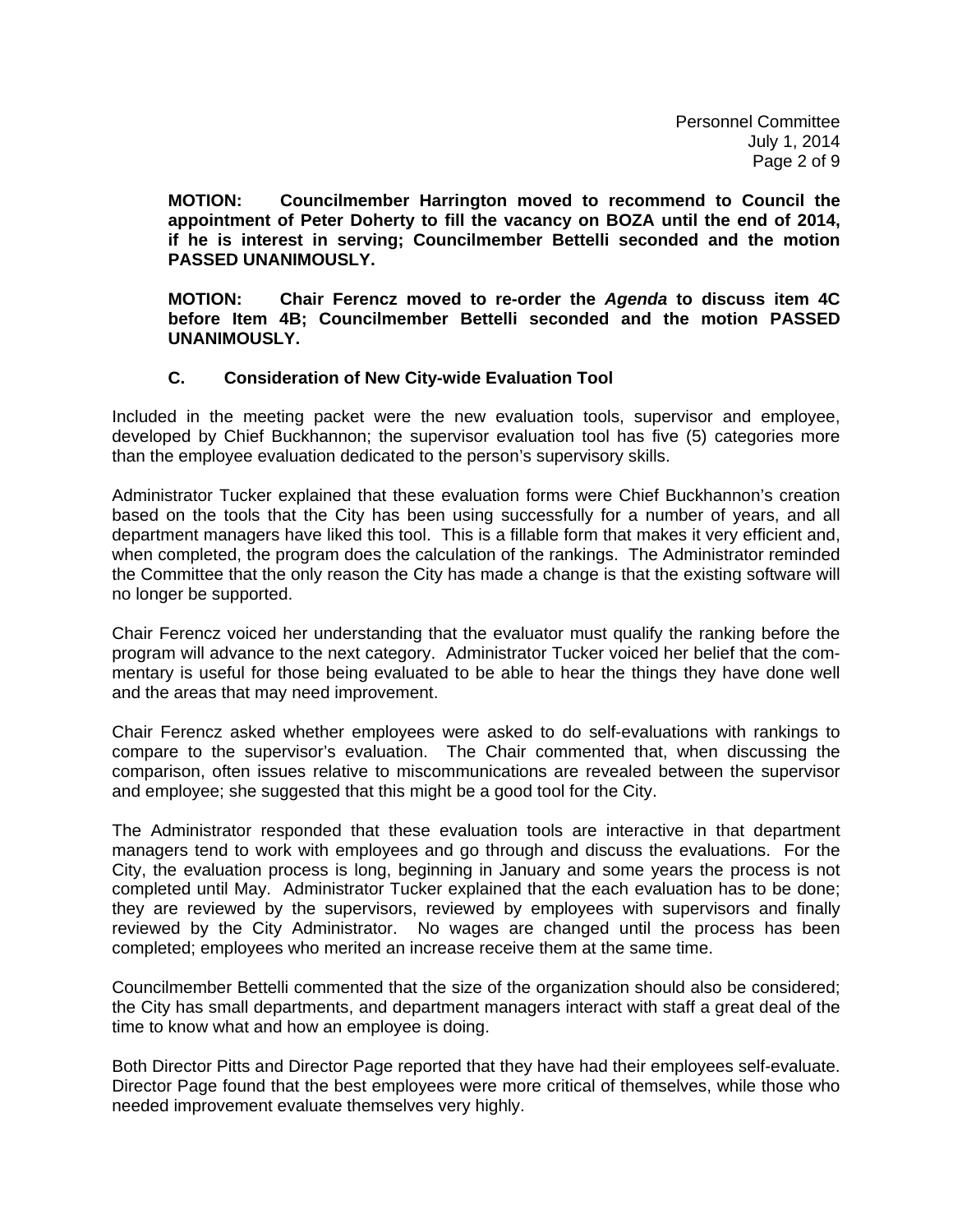**MOTION: Councilmember Harrington moved to recommend to Council the appointment of Peter Doherty to fill the vacancy on BOZA until the end of 2014, if he is interest in serving; Councilmember Bettelli seconded and the motion PASSED UNANIMOUSLY.**

**MOTION: Chair Ferencz moved to re-order the *Agenda* to discuss item 4C before Item 4B; Councilmember Bettelli seconded and the motion PASSED UNANIMOUSLY.**

### C. Consideration of New City-wide Evaluation Tool

Included in the meeting packet were the new evaluation tools, supervisor and employee, developed by Chief Buckhannon; the supervisor evaluation tool has five (5) categories more than the employee evaluation dedicated to the person's supervisory skills.

Administrator Tucker explained that these evaluation forms were Chief Buckhannon's creation based on the tools that the City has been using successfully for a number of years, and all department managers have liked this tool. This is a fillable form that makes it very efficient and, when completed, the program does the calculation of the rankings. The Administrator reminded the Committee that the only reason the City has made a change is that the existing software will no longer be supported.

Chair Ferencz voiced her understanding that the evaluator must qualify the ranking before the program will advance to the next category. Administrator Tucker voiced her belief that the commentary is useful for those being evaluated to be able to hear the things they have done well and the areas that may need improvement.

Chair Ferencz asked whether employees were asked to do self-evaluations with rankings to compare to the supervisor's evaluation. The Chair commented that, when discussing the comparison, often issues relative to miscommunications are revealed between the supervisor and employee; she suggested that this might be a good tool for the City.

The Administrator responded that these evaluation tools are interactive in that department managers tend to work with employees and go through and discuss the evaluations. For the City, the evaluation process is long, beginning in January and some years the process is not completed until May. Administrator Tucker explained that the each evaluation has to be done; they are reviewed by the supervisors, reviewed by employees with supervisors and finally reviewed by the City Administrator. No wages are changed until the process has been completed; employees who merited an increase receive them at the same time.

Councilmember Bettelli commented that the size of the organization should also be considered; the City has small departments, and department managers interact with staff a great deal of the time to know what and how an employee is doing.

Both Director Pitts and Director Page reported that they have had their employees self-evaluate. Director Page found that the best employees were more critical of themselves, while those who needed improvement evaluate themselves very highly.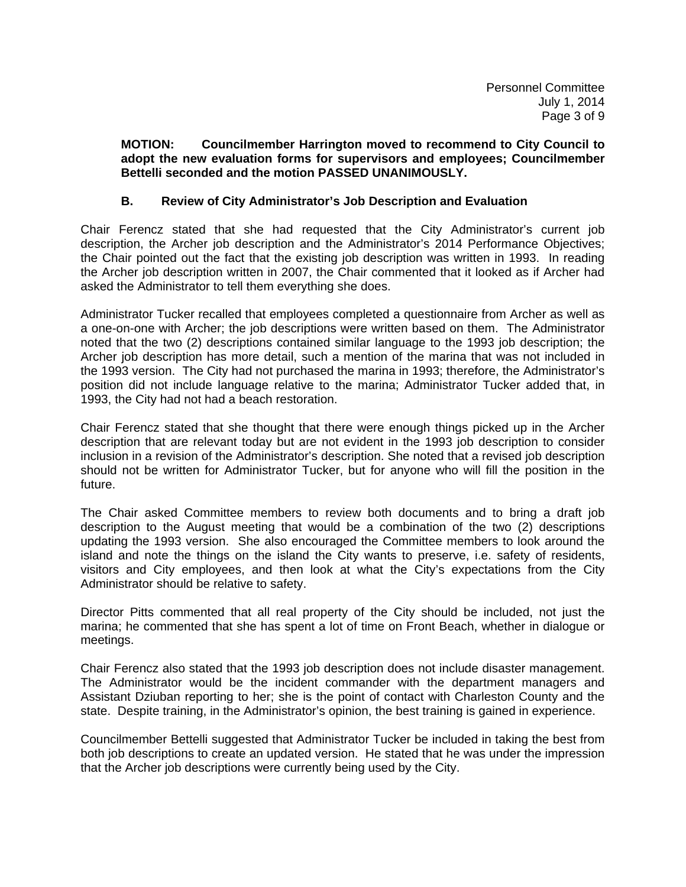**MOTION: Councilmember Harrington moved to recommend to City Council to adopt the new evaluation forms for supervisors and employees; Councilmember Bettelli seconded and the motion PASSED UNANIMOUSLY.**

### B. Review of City Administrator's Job Description and Evaluation

Chair Ferencz stated that she had requested that the City Administrator's current job description, the Archer job description and the Administrator's 2014 Performance Objectives; the Chair pointed out the fact that the existing job description was written in 1993. In reading the Archer job description written in 2007, the Chair commented that it looked as if Archer had asked the Administrator to tell them everything she does.

Administrator Tucker recalled that employees completed a questionnaire from Archer as well as a one-on-one with Archer; the job descriptions were written based on them. The Administrator noted that the two (2) descriptions contained similar language to the 1993 job description; the Archer job description has more detail, such a mention of the marina that was not included in the 1993 version. The City had not purchased the marina in 1993; therefore, the Administrator's position did not include language relative to the marina; Administrator Tucker added that, in 1993, the City had not had a beach restoration.

Chair Ferencz stated that she thought that there were enough things picked up in the Archer description that are relevant today but are not evident in the 1993 job description to consider inclusion in a revision of the Administrator's description. She noted that a revised job description should not be written for Administrator Tucker, but for anyone who will fill the position in the future.

The Chair asked Committee members to review both documents and to bring a draft job description to the August meeting that would be a combination of the two (2) descriptions updating the 1993 version. She also encouraged the Committee members to look around the island and note the things on the island the City wants to preserve, i.e. safety of residents, visitors and City employees, and then look at what the City's expectations from the City Administrator should be relative to safety.

Director Pitts commented that all real property of the City should be included, not just the marina; he commented that she has spent a lot of time on Front Beach, whether in dialogue or meetings.

Chair Ferencz also stated that the 1993 job description does not include disaster management. The Administrator would be the incident commander with the department managers and Assistant Dziuban reporting to her; she is the point of contact with Charleston County and the state. Despite training, in the Administrator's opinion, the best training is gained in experience.

Councilmember Bettelli suggested that Administrator Tucker be included in taking the best from both job descriptions to create an updated version. He stated that he was under the impression that the Archer job descriptions were currently being used by the City.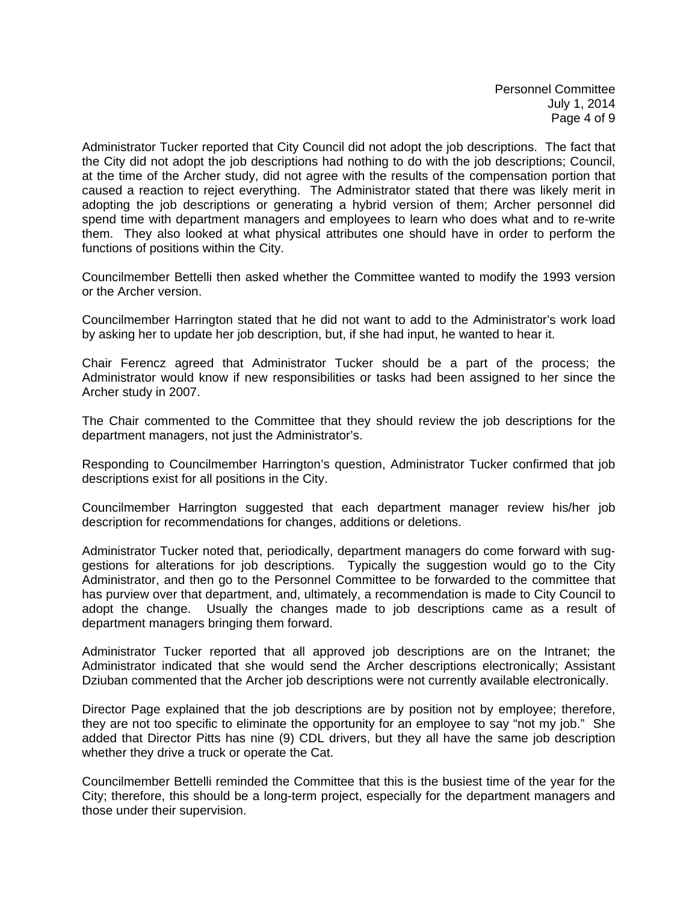Administrator Tucker reported that City Council did not adopt the job descriptions. The fact that the City did not adopt the job descriptions had nothing to do with the job descriptions; Council, at the time of the Archer study, did not agree with the results of the compensation portion that caused a reaction to reject everything. The Administrator stated that there was likely merit in adopting the job descriptions or generating a hybrid version of them; Archer personnel did spend time with department managers and employees to learn who does what and to re-write them. They also looked at what physical attributes one should have in order to perform the functions of positions within the City.

Councilmember Bettelli then asked whether the Committee wanted to modify the 1993 version or the Archer version.

Councilmember Harrington stated that he did not want to add to the Administrator's work load by asking her to update her job description, but, if she had input, he wanted to hear it.

Chair Ferencz agreed that Administrator Tucker should be a part of the process; the Administrator would know if new responsibilities or tasks had been assigned to her since the Archer study in 2007.

The Chair commented to the Committee that they should review the job descriptions for the department managers, not just the Administrator's.

Responding to Councilmember Harrington's question, Administrator Tucker confirmed that job descriptions exist for all positions in the City.

Councilmember Harrington suggested that each department manager review his/her job description for recommendations for changes, additions or deletions.

Administrator Tucker noted that, periodically, department managers do come forward with suggestions for alterations for job descriptions. Typically the suggestion would go to the City Administrator, and then go to the Personnel Committee to be forwarded to the committee that has purview over that department, and, ultimately, a recommendation is made to City Council to adopt the change. Usually the changes made to job descriptions came as a result of department managers bringing them forward.

Administrator Tucker reported that all approved job descriptions are on the Intranet; the Administrator indicated that she would send the Archer descriptions electronically; Assistant Dziuban commented that the Archer job descriptions were not currently available electronically.

Director Page explained that the job descriptions are by position not by employee; therefore, they are not too specific to eliminate the opportunity for an employee to say "not my job." She added that Director Pitts has nine (9) CDL drivers, but they all have the same job description whether they drive a truck or operate the Cat.

Councilmember Bettelli reminded the Committee that this is the busiest time of the year for the City; therefore, this should be a long-term project, especially for the department managers and those under their supervision.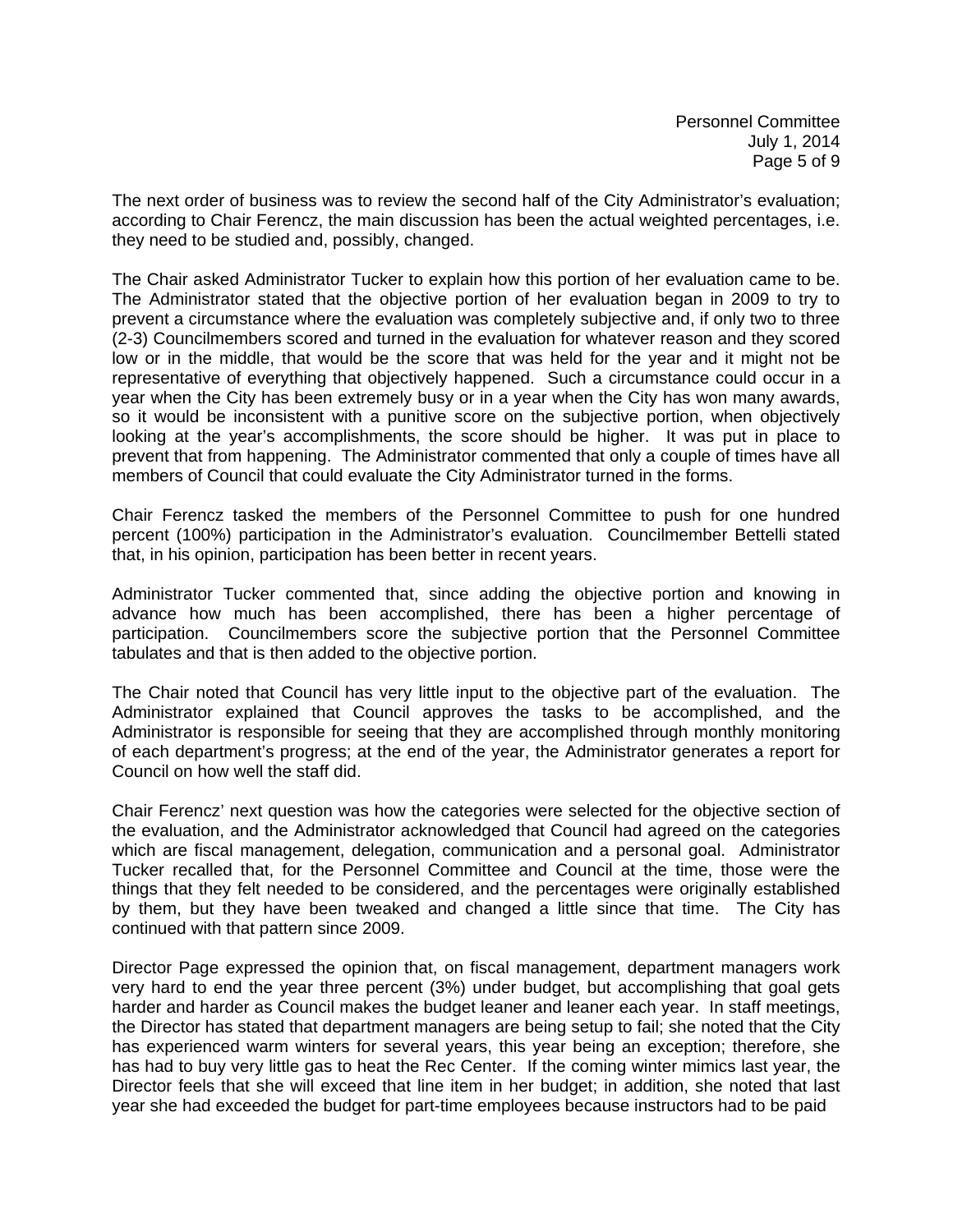The next order of business was to review the second half of the City Administrator's evaluation; according to Chair Ferencz, the main discussion has been the actual weighted percentages, i.e. they need to be studied and, possibly, changed.

The Chair asked Administrator Tucker to explain how this portion of her evaluation came to be. The Administrator stated that the objective portion of her evaluation began in 2009 to try to prevent a circumstance where the evaluation was completely subjective and, if only two to three (2-3) Councilmembers scored and turned in the evaluation for whatever reason and they scored low or in the middle, that would be the score that was held for the year and it might not be representative of everything that objectively happened. Such a circumstance could occur in a year when the City has been extremely busy or in a year when the City has won many awards, so it would be inconsistent with a punitive score on the subjective portion, when objectively looking at the year's accomplishments, the score should be higher. It was put in place to prevent that from happening. The Administrator commented that only a couple of times have all members of Council that could evaluate the City Administrator turned in the forms.

Chair Ferencz tasked the members of the Personnel Committee to push for one hundred percent (100%) participation in the Administrator's evaluation. Councilmember Bettelli stated that, in his opinion, participation has been better in recent years.

Administrator Tucker commented that, since adding the objective portion and knowing in advance how much has been accomplished, there has been a higher percentage of participation. Councilmembers score the subjective portion that the Personnel Committee tabulates and that is then added to the objective portion.

The Chair noted that Council has very little input to the objective part of the evaluation. The Administrator explained that Council approves the tasks to be accomplished, and the Administrator is responsible for seeing that they are accomplished through monthly monitoring of each department's progress; at the end of the year, the Administrator generates a report for Council on how well the staff did.

Chair Ferencz' next question was how the categories were selected for the objective section of the evaluation, and the Administrator acknowledged that Council had agreed on the categories which are fiscal management, delegation, communication and a personal goal. Administrator Tucker recalled that, for the Personnel Committee and Council at the time, those were the things that they felt needed to be considered, and the percentages were originally established by them, but they have been tweaked and changed a little since that time. The City has continued with that pattern since 2009.

Director Page expressed the opinion that, on fiscal management, department managers work very hard to end the year three percent (3%) under budget, but accomplishing that goal gets harder and harder as Council makes the budget leaner and leaner each year. In staff meetings, the Director has stated that department managers are being setup to fail; she noted that the City has experienced warm winters for several years, this year being an exception; therefore, she has had to buy very little gas to heat the Rec Center. If the coming winter mimics last year, the Director feels that she will exceed that line item in her budget; in addition, she noted that last year she had exceeded the budget for part-time employees because instructors had to be paid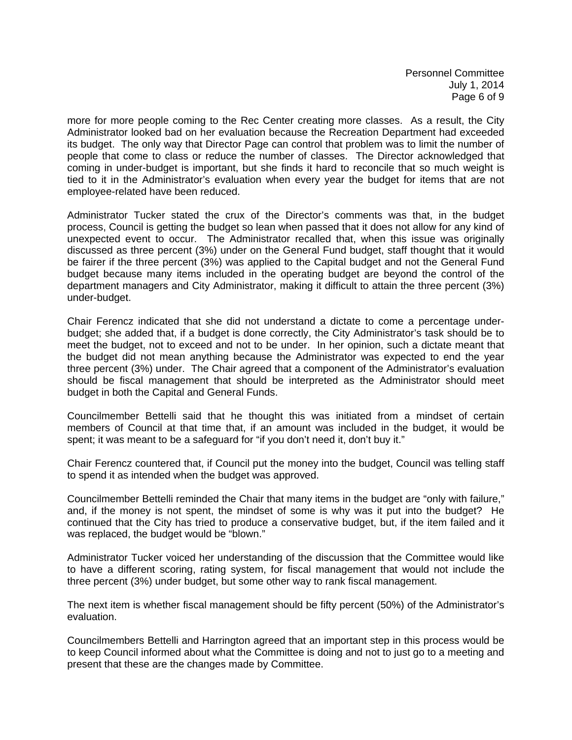more for more people coming to the Rec Center creating more classes. As a result, the City Administrator looked bad on her evaluation because the Recreation Department had exceeded its budget. The only way that Director Page can control that problem was to limit the number of people that come to class or reduce the number of classes. The Director acknowledged that coming in under-budget is important, but she finds it hard to reconcile that so much weight is tied to it in the Administrator's evaluation when every year the budget for items that are not employee-related have been reduced.

Administrator Tucker stated the crux of the Director's comments was that, in the budget process, Council is getting the budget so lean when passed that it does not allow for any kind of unexpected event to occur. The Administrator recalled that, when this issue was originally discussed as three percent (3%) under on the General Fund budget, staff thought that it would be fairer if the three percent (3%) was applied to the Capital budget and not the General Fund budget because many items included in the operating budget are beyond the control of the department managers and City Administrator, making it difficult to attain the three percent (3%) under-budget.

Chair Ferencz indicated that she did not understand a dictate to come a percentage under-budget; she added that, if a budget is done correctly, the City Administrator's task should be to meet the budget, not to exceed and not to be under. In her opinion, such a dictate meant that the budget did not mean anything because the Administrator was expected to end the year three percent (3%) under. The Chair agreed that a component of the Administrator's evaluation should be fiscal management that should be interpreted as the Administrator should meet budget in both the Capital and General Funds.

Councilmember Bettelli said that he thought this was initiated from a mindset of certain members of Council at that time that, if an amount was included in the budget, it would be spent; it was meant to be a safeguard for "if you don't need it, don't buy it."

Chair Ferencz countered that, if Council put the money into the budget, Council was telling staff to spend it as intended when the budget was approved.

Councilmember Bettelli reminded the Chair that many items in the budget are "only with failure," and, if the money is not spent, the mindset of some is why was it put into the budget? He continued that the City has tried to produce a conservative budget, but, if the item failed and it was replaced, the budget would be "blown."

Administrator Tucker voiced her understanding of the discussion that the Committee would like to have a different scoring, rating system, for fiscal management that would not include the three percent (3%) under budget, but some other way to rank fiscal management.

The next item is whether fiscal management should be fifty percent (50%) of the Administrator's evaluation.

Councilmembers Bettelli and Harrington agreed that an important step in this process would be to keep Council informed about what the Committee is doing and not to just go to a meeting and present that these are the changes made by Committee.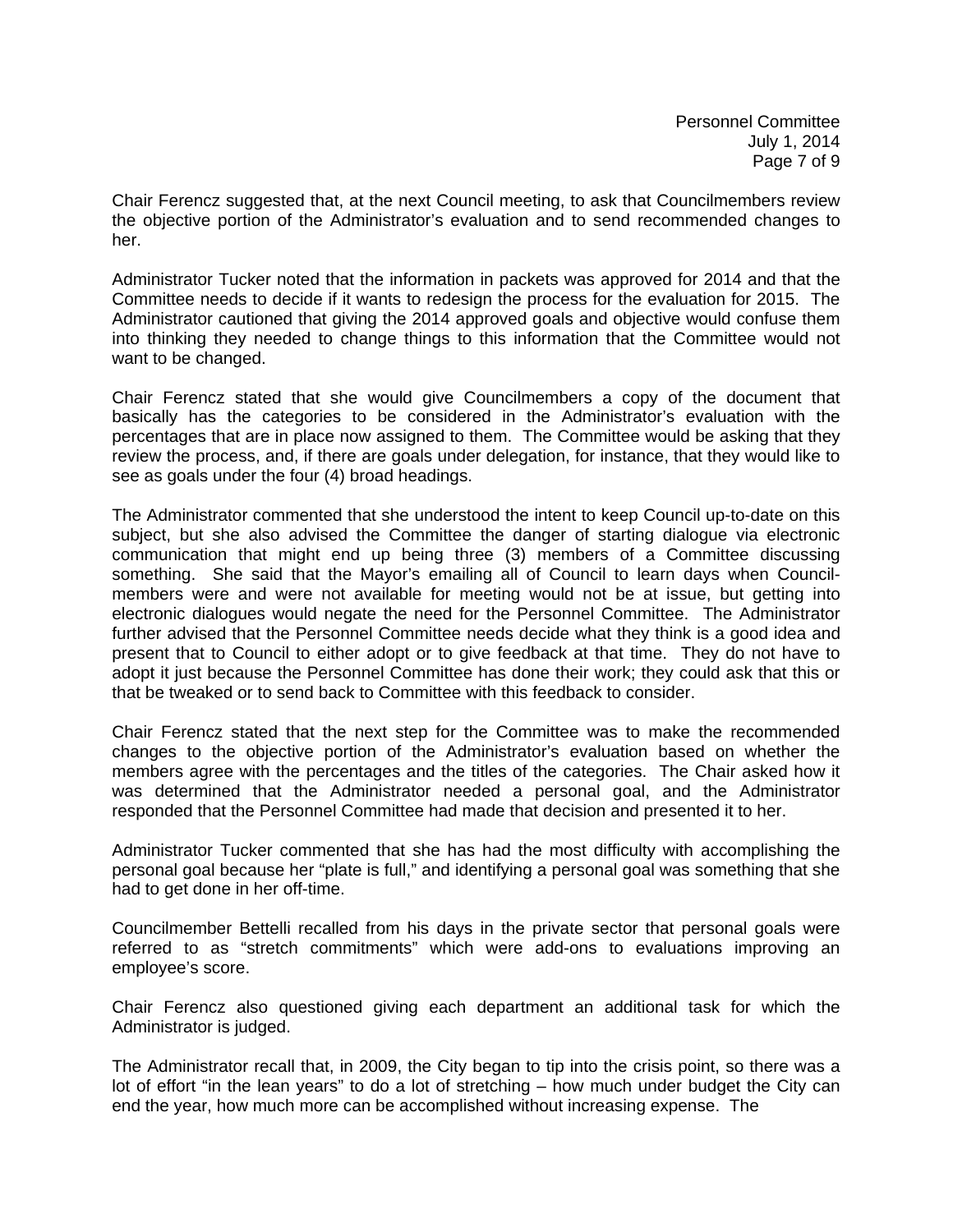Chair Ferencz suggested that, at the next Council meeting, to ask that Councilmembers review the objective portion of the Administrator's evaluation and to send recommended changes to her.

Administrator Tucker noted that the information in packets was approved for 2014 and that the Committee needs to decide if it wants to redesign the process for the evaluation for 2015. The Administrator cautioned that giving the 2014 approved goals and objective would confuse them into thinking they needed to change things to this information that the Committee would not want to be changed.

Chair Ferencz stated that she would give Councilmembers a copy of the document that basically has the categories to be considered in the Administrator's evaluation with the percentages that are in place now assigned to them. The Committee would be asking that they review the process, and, if there are goals under delegation, for instance, that they would like to see as goals under the four (4) broad headings.

The Administrator commented that she understood the intent to keep Council up-to-date on this subject, but she also advised the Committee the danger of starting dialogue via electronic communication that might end up being three (3) members of a Committee discussing something. She said that the Mayor's emailing all of Council to learn days when Council-members were and were not available for meeting would not be at issue, but getting into electronic dialogues would negate the need for the Personnel Committee. The Administrator further advised that the Personnel Committee needs decide what they think is a good idea and present that to Council to either adopt or to give feedback at that time. They do not have to adopt it just because the Personnel Committee has done their work; they could ask that this or that be tweaked or to send back to Committee with this feedback to consider.

Chair Ferencz stated that the next step for the Committee was to make the recommended changes to the objective portion of the Administrator's evaluation based on whether the members agree with the percentages and the titles of the categories. The Chair asked how it was determined that the Administrator needed a personal goal, and the Administrator responded that the Personnel Committee had made that decision and presented it to her.

Administrator Tucker commented that she has had the most difficulty with accomplishing the personal goal because her "plate is full," and identifying a personal goal was something that she had to get done in her off-time.

Councilmember Bettelli recalled from his days in the private sector that personal goals were referred to as "stretch commitments" which were add-ons to evaluations improving an employee's score.

Chair Ferencz also questioned giving each department an additional task for which the Administrator is judged.

The Administrator recall that, in 2009, the City began to tip into the crisis point, so there was a lot of effort "in the lean years" to do a lot of stretching – how much under budget the City can end the year, how much more can be accomplished without increasing expense. The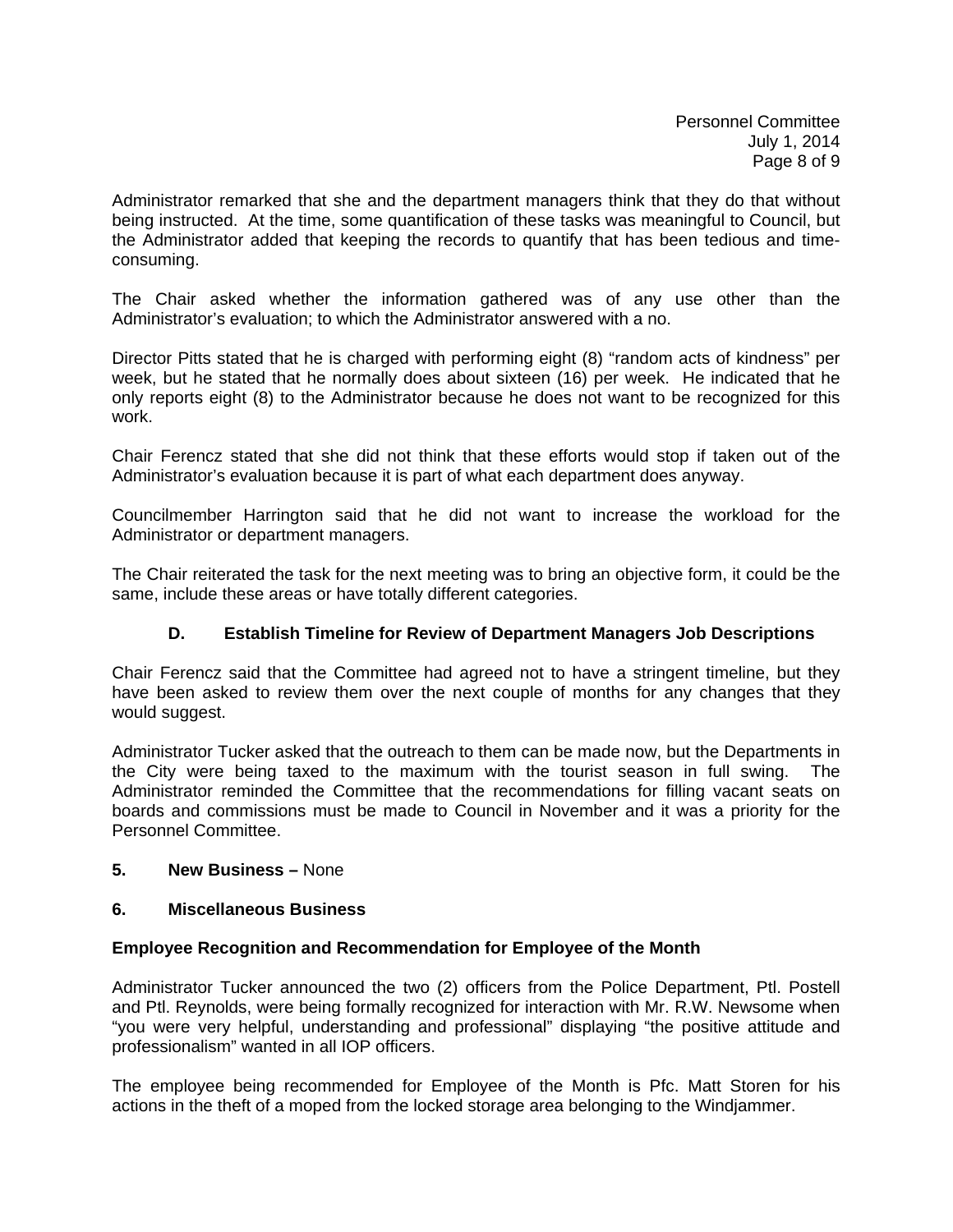Administrator remarked that she and the department managers think that they do that without being instructed. At the time, some quantification of these tasks was meaningful to Council, but the Administrator added that keeping the records to quantify that has been tedious and time-consuming.

The Chair asked whether the information gathered was of any use other than the Administrator's evaluation; to which the Administrator answered with a no.

Director Pitts stated that he is charged with performing eight (8) "random acts of kindness" per week, but he stated that he normally does about sixteen (16) per week. He indicated that he only reports eight (8) to the Administrator because he does not want to be recognized for this work.

Chair Ferencz stated that she did not think that these efforts would stop if taken out of the Administrator's evaluation because it is part of what each department does anyway.

Councilmember Harrington said that he did not want to increase the workload for the Administrator or department managers.

The Chair reiterated the task for the next meeting was to bring an objective form, it could be the same, include these areas or have totally different categories.

### D. Establish Timeline for Review of Department Managers Job Descriptions

Chair Ferencz said that the Committee had agreed not to have a stringent timeline, but they have been asked to review them over the next couple of months for any changes that they would suggest.

Administrator Tucker asked that the outreach to them can be made now, but the Departments in the City were being taxed to the maximum with the tourist season in full swing. The Administrator reminded the Committee that the recommendations for filling vacant seats on boards and commissions must be made to Council in November and it was a priority for the Personnel Committee.

## 5. New Business – None

## 6. Miscellaneous Business

**Employee Recognition and Recommendation for Employee of the Month**

Administrator Tucker announced the two (2) officers from the Police Department, Ptl. Postell and Ptl. Reynolds, were being formally recognized for interaction with Mr. R.W. Newsome when "you were very helpful, understanding and professional" displaying "the positive attitude and professionalism" wanted in all IOP officers.

The employee being recommended for Employee of the Month is Pfc. Matt Storen for his actions in the theft of a moped from the locked storage area belonging to the Windjammer.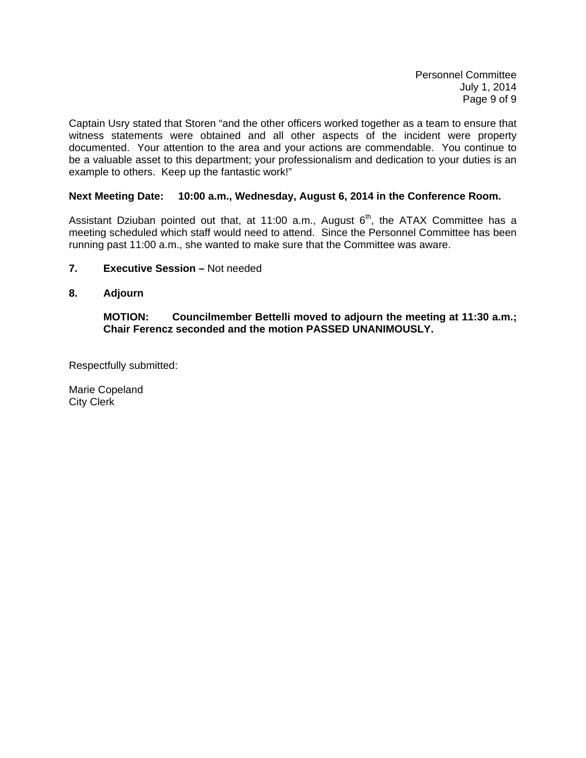Captain Usry stated that Storen "and the other officers worked together as a team to ensure that witness statements were obtained and all other aspects of the incident were property documented. Your attention to the area and your actions are commendable. You continue to be a valuable asset to this department; your professionalism and dedication to your duties is an example to others. Keep up the fantastic work!"

**Next Meeting Date: 10:00 a.m., Wednesday, August 6, 2014 in the Conference Room.**

Assistant Dziuban pointed out that, at 11:00 a.m., August 6th, the ATAX Committee has a meeting scheduled which staff would need to attend. Since the Personnel Committee has been running past 11:00 a.m., she wanted to make sure that the Committee was aware.

**7. Executive Session –** Not needed

**8. Adjourn**

**MOTION: Councilmember Bettelli moved to adjourn the meeting at 11:30 a.m.; Chair Ferencz seconded and the motion PASSED UNANIMOUSLY.**

Respectfully submitted:

Marie Copeland
City Clerk